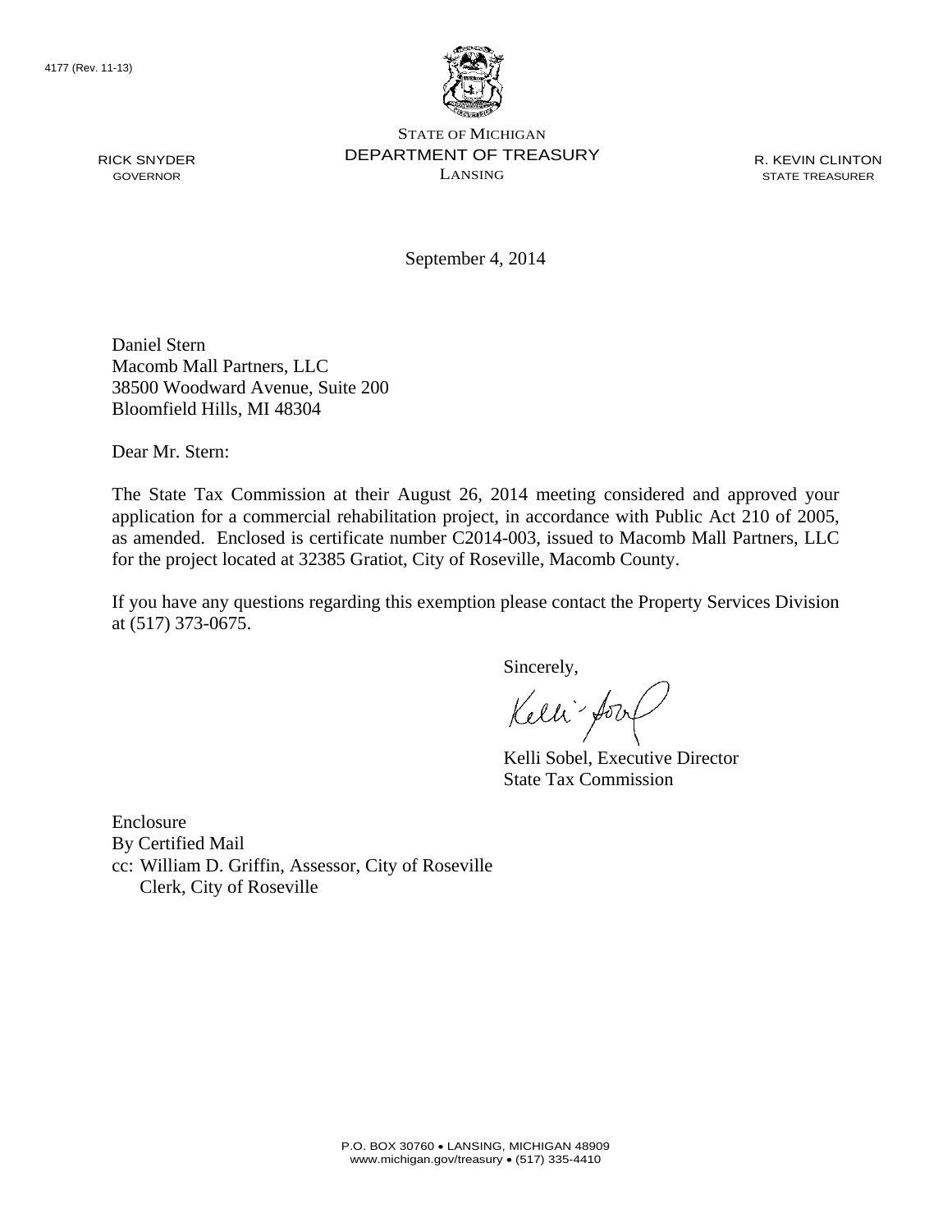4177 (Rev. 11-13)

STATE OF MICHIGAN
DEPARTMENT OF TREASURY
LANSING

RICK SNYDER
GOVERNOR

R. KEVIN CLINTON
STATE TREASURER

September 4, 2014

Daniel Stern
Macomb Mall Partners, LLC
38500 Woodward Avenue, Suite 200
Bloomfield Hills, MI 48304

Dear Mr. Stern:

The State Tax Commission at their August 26, 2014 meeting considered and approved your application for a commercial rehabilitation project, in accordance with Public Act 210 of 2005, as amended. Enclosed is certificate number C2014-003, issued to Macomb Mall Partners, LLC for the project located at 32385 Gratiot, City of Roseville, Macomb County.

If you have any questions regarding this exemption please contact the Property Services Division at (517) 373-0675.

Sincerely,

Kelli Sobel, Executive Director
State Tax Commission

Enclosure
By Certified Mail
cc: William D. Griffin, Assessor, City of Roseville
Clerk, City of Roseville

P.O. BOX 30760 • LANSING, MICHIGAN 48909
www.michigan.gov/treasury • (517) 335-4410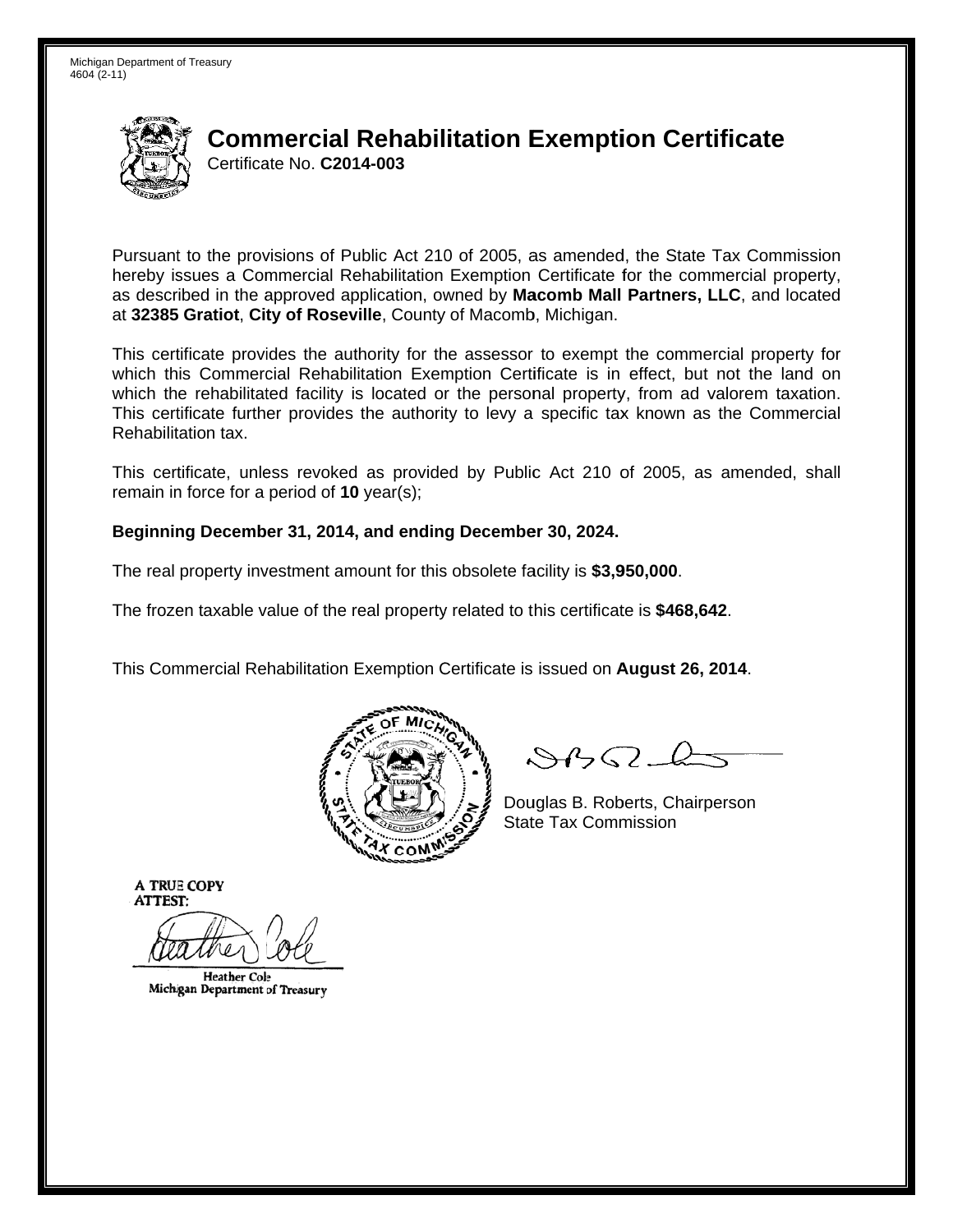Michigan Department of Treasury
4604 (2-11)

# Commercial Rehabilitation Exemption Certificate

Certificate No. **C2014-003**

Pursuant to the provisions of Public Act 210 of 2005, as amended, the State Tax Commission hereby issues a Commercial Rehabilitation Exemption Certificate for the commercial property, as described in the approved application, owned by **Macomb Mall Partners, LLC**, and located at **32385 Gratiot**, **City of Roseville**, County of Macomb, Michigan.

This certificate provides the authority for the assessor to exempt the commercial property for which this Commercial Rehabilitation Exemption Certificate is in effect, but not the land on which the rehabilitated facility is located or the personal property, from ad valorem taxation. This certificate further provides the authority to levy a specific tax known as the Commercial Rehabilitation tax.

This certificate, unless revoked as provided by Public Act 210 of 2005, as amended, shall remain in force for a period of **10** year(s);

**Beginning December 31, 2014, and ending December 30, 2024.**

The real property investment amount for this obsolete facility is **$3,950,000**.

The frozen taxable value of the real property related to this certificate is **$468,642**.

This Commercial Rehabilitation Exemption Certificate is issued on **August 26, 2014**.

Douglas B. Roberts, Chairperson
State Tax Commission

A TRUE COPY
ATTEST:

Heather Cole
Michigan Department of Treasury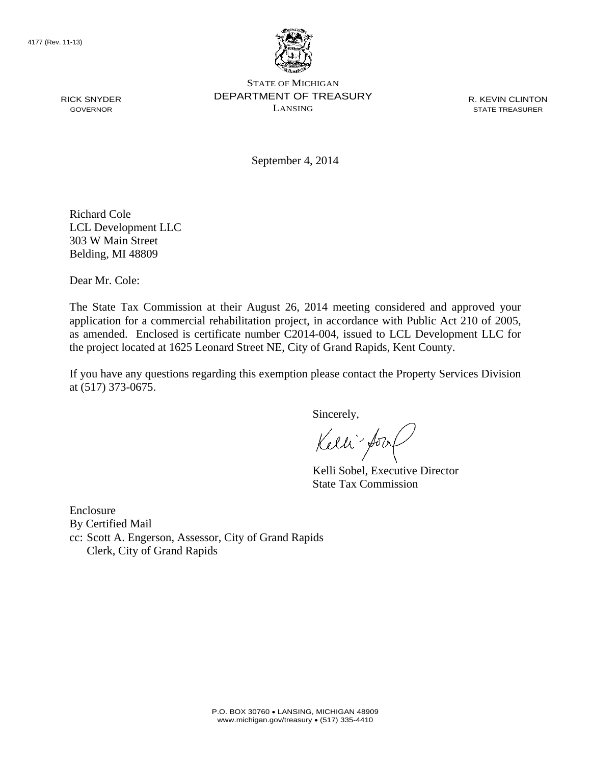4177 (Rev. 11-13)

STATE OF MICHIGAN
DEPARTMENT OF TREASURY
LANSING

RICK SNYDER
GOVERNOR

R. KEVIN CLINTON
STATE TREASURER

September 4, 2014

Richard Cole
LCL Development LLC
303 W Main Street
Belding, MI 48809

Dear Mr. Cole:

The State Tax Commission at their August 26, 2014 meeting considered and approved your application for a commercial rehabilitation project, in accordance with Public Act 210 of 2005, as amended. Enclosed is certificate number C2014-004, issued to LCL Development LLC for the project located at 1625 Leonard Street NE, City of Grand Rapids, Kent County.

If you have any questions regarding this exemption please contact the Property Services Division at (517) 373-0675.

Sincerely,

Kelli Sobel, Executive Director
State Tax Commission

Enclosure
By Certified Mail
cc: Scott A. Engerson, Assessor, City of Grand Rapids
Clerk, City of Grand Rapids

P.O. BOX 30760 • LANSING, MICHIGAN 48909
www.michigan.gov/treasury • (517) 335-4410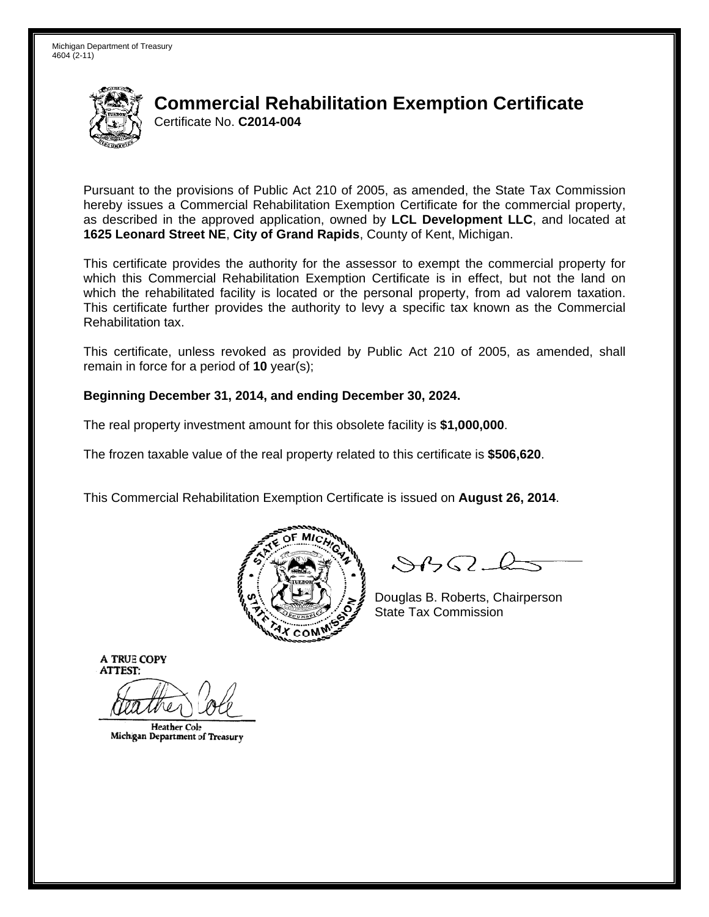Michigan Department of Treasury
4604 (2-11)

# Commercial Rehabilitation Exemption Certificate

Certificate No. **C2014-004**

Pursuant to the provisions of Public Act 210 of 2005, as amended, the State Tax Commission hereby issues a Commercial Rehabilitation Exemption Certificate for the commercial property, as described in the approved application, owned by **LCL Development LLC**, and located at **1625 Leonard Street NE**, **City of Grand Rapids**, County of Kent, Michigan.

This certificate provides the authority for the assessor to exempt the commercial property for which this Commercial Rehabilitation Exemption Certificate is in effect, but not the land on which the rehabilitated facility is located or the personal property, from ad valorem taxation. This certificate further provides the authority to levy a specific tax known as the Commercial Rehabilitation tax.

This certificate, unless revoked as provided by Public Act 210 of 2005, as amended, shall remain in force for a period of **10** year(s);

**Beginning December 31, 2014, and ending December 30, 2024.**

The real property investment amount for this obsolete facility is **$1,000,000**.

The frozen taxable value of the real property related to this certificate is **$506,620**.

This Commercial Rehabilitation Exemption Certificate is issued on **August 26, 2014**.

Douglas B. Roberts, Chairperson
State Tax Commission

A TRUE COPY
ATTEST:

Heather Cole
Michigan Department of Treasury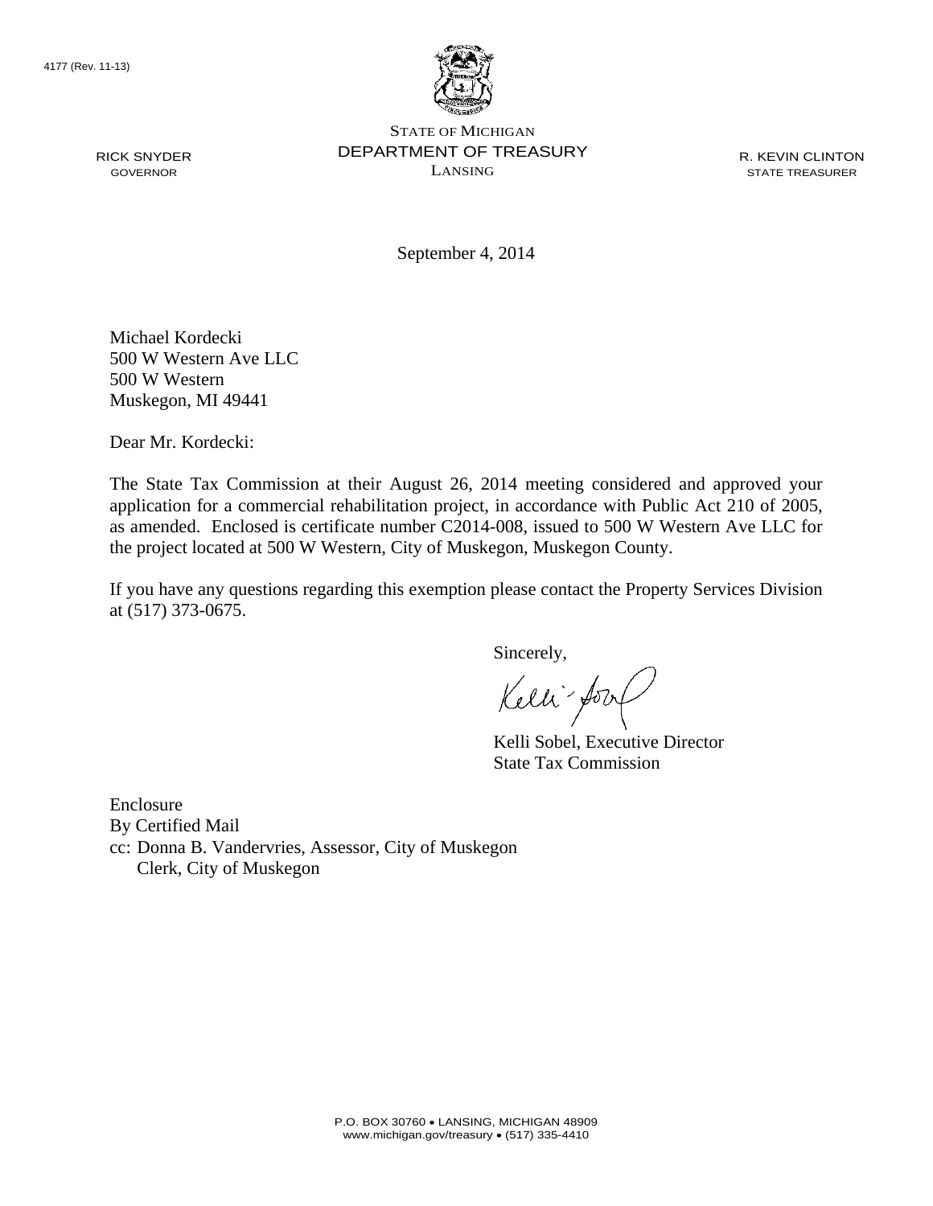4177 (Rev. 11-13)

STATE OF MICHIGAN
DEPARTMENT OF TREASURY
LANSING

RICK SNYDER
GOVERNOR

R. KEVIN CLINTON
STATE TREASURER

September 4, 2014

Michael Kordecki
500 W Western Ave LLC
500 W Western
Muskegon, MI 49441

Dear Mr. Kordecki:

The State Tax Commission at their August 26, 2014 meeting considered and approved your application for a commercial rehabilitation project, in accordance with Public Act 210 of 2005, as amended. Enclosed is certificate number C2014-008, issued to 500 W Western Ave LLC for the project located at 500 W Western, City of Muskegon, Muskegon County.

If you have any questions regarding this exemption please contact the Property Services Division at (517) 373-0675.

Sincerely,

Kelli Sobel, Executive Director
State Tax Commission

Enclosure
By Certified Mail
cc: Donna B. Vandervries, Assessor, City of Muskegon
Clerk, City of Muskegon

P.O. BOX 30760 • LANSING, MICHIGAN 48909
www.michigan.gov/treasury • (517) 335-4410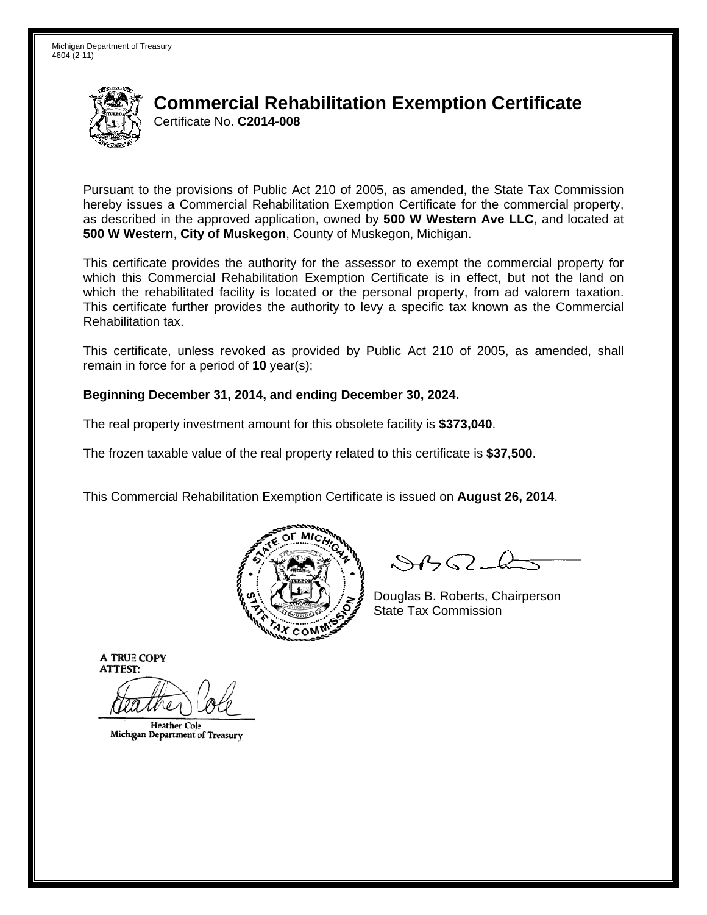Michigan Department of Treasury
4604 (2-11)

# Commercial Rehabilitation Exemption Certificate

Certificate No. **C2014-008**

Pursuant to the provisions of Public Act 210 of 2005, as amended, the State Tax Commission hereby issues a Commercial Rehabilitation Exemption Certificate for the commercial property, as described in the approved application, owned by **500 W Western Ave LLC**, and located at **500 W Western**, **City of Muskegon**, County of Muskegon, Michigan.

This certificate provides the authority for the assessor to exempt the commercial property for which this Commercial Rehabilitation Exemption Certificate is in effect, but not the land on which the rehabilitated facility is located or the personal property, from ad valorem taxation. This certificate further provides the authority to levy a specific tax known as the Commercial Rehabilitation tax.

This certificate, unless revoked as provided by Public Act 210 of 2005, as amended, shall remain in force for a period of **10** year(s);

**Beginning December 31, 2014, and ending December 30, 2024.**

The real property investment amount for this obsolete facility is **$373,040**.

The frozen taxable value of the real property related to this certificate is **$37,500**.

This Commercial Rehabilitation Exemption Certificate is issued on **August 26, 2014**.

Douglas B. Roberts, Chairperson
State Tax Commission

A TRUE COPY
ATTEST:

Heather Cole
Michigan Department of Treasury